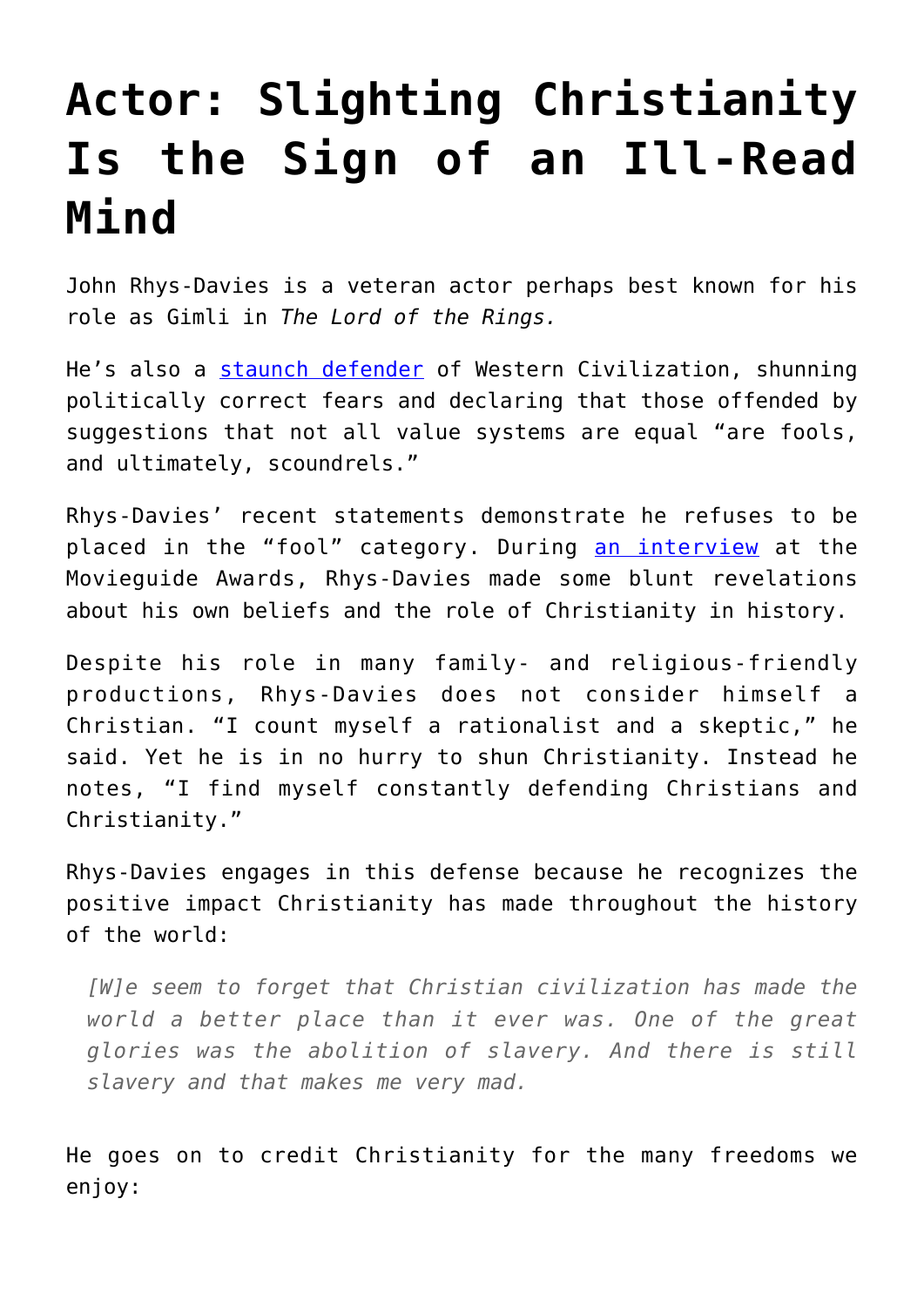# Actor: Slighting Christianity Is the Sign of an Ill-Read Mind

John Rhys-Davies is a veteran actor perhaps best known for his role as Gimli in *The Lord of the Rings.*

He's also a [staunch defender] of Western Civilization, shunning politically correct fears and declaring that those offended by suggestions that not all value systems are equal "are fools, and ultimately, scoundrels."

Rhys-Davies' recent statements demonstrate he refuses to be placed in the "fool" category. During [an interview] at the Movieguide Awards, Rhys-Davies made some blunt revelations about his own beliefs and the role of Christianity in history.

Despite his role in many family- and religious-friendly productions, Rhys-Davies does not consider himself a Christian. "I count myself a rationalist and a skeptic," he said. Yet he is in no hurry to shun Christianity. Instead he notes, "I find myself constantly defending Christians and Christianity."

Rhys-Davies engages in this defense because he recognizes the positive impact Christianity has made throughout the history of the world:

> *[W]e seem to forget that Christian civilization has made the world a better place than it ever was. One of the great glories was the abolition of slavery. And there is still slavery and that makes me very mad.*

He goes on to credit Christianity for the many freedoms we enjoy: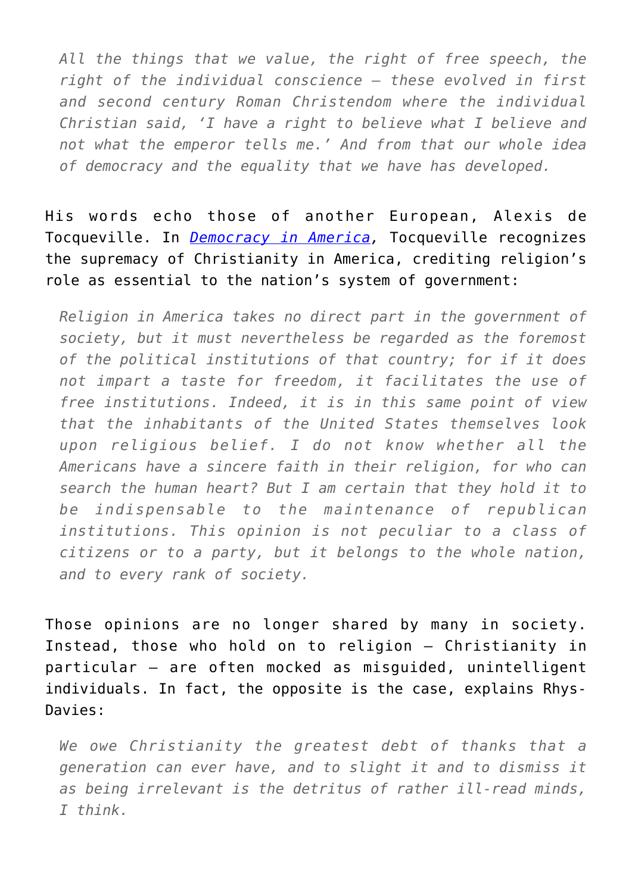> *All the things that we value, the right of free speech, the right of the individual conscience – these evolved in first and second century Roman Christendom where the individual Christian said, 'I have a right to believe what I believe and not what the emperor tells me.' And from that our whole idea of democracy and the equality that we have has developed.*

His words echo those of another European, Alexis de Tocqueville. In *Democracy in America*, Tocqueville recognizes the supremacy of Christianity in America, crediting religion's role as essential to the nation's system of government:

> *Religion in America takes no direct part in the government of society, but it must nevertheless be regarded as the foremost of the political institutions of that country; for if it does not impart a taste for freedom, it facilitates the use of free institutions. Indeed, it is in this same point of view that the inhabitants of the United States themselves look upon religious belief. I do not know whether all the Americans have a sincere faith in their religion, for who can search the human heart? But I am certain that they hold it to be indispensable to the maintenance of republican institutions. This opinion is not peculiar to a class of citizens or to a party, but it belongs to the whole nation, and to every rank of society.*

Those opinions are no longer shared by many in society. Instead, those who hold on to religion – Christianity in particular – are often mocked as misguided, unintelligent individuals. In fact, the opposite is the case, explains Rhys-Davies:

> *We owe Christianity the greatest debt of thanks that a generation can ever have, and to slight it and to dismiss it as being irrelevant is the detritus of rather ill-read minds, I think.*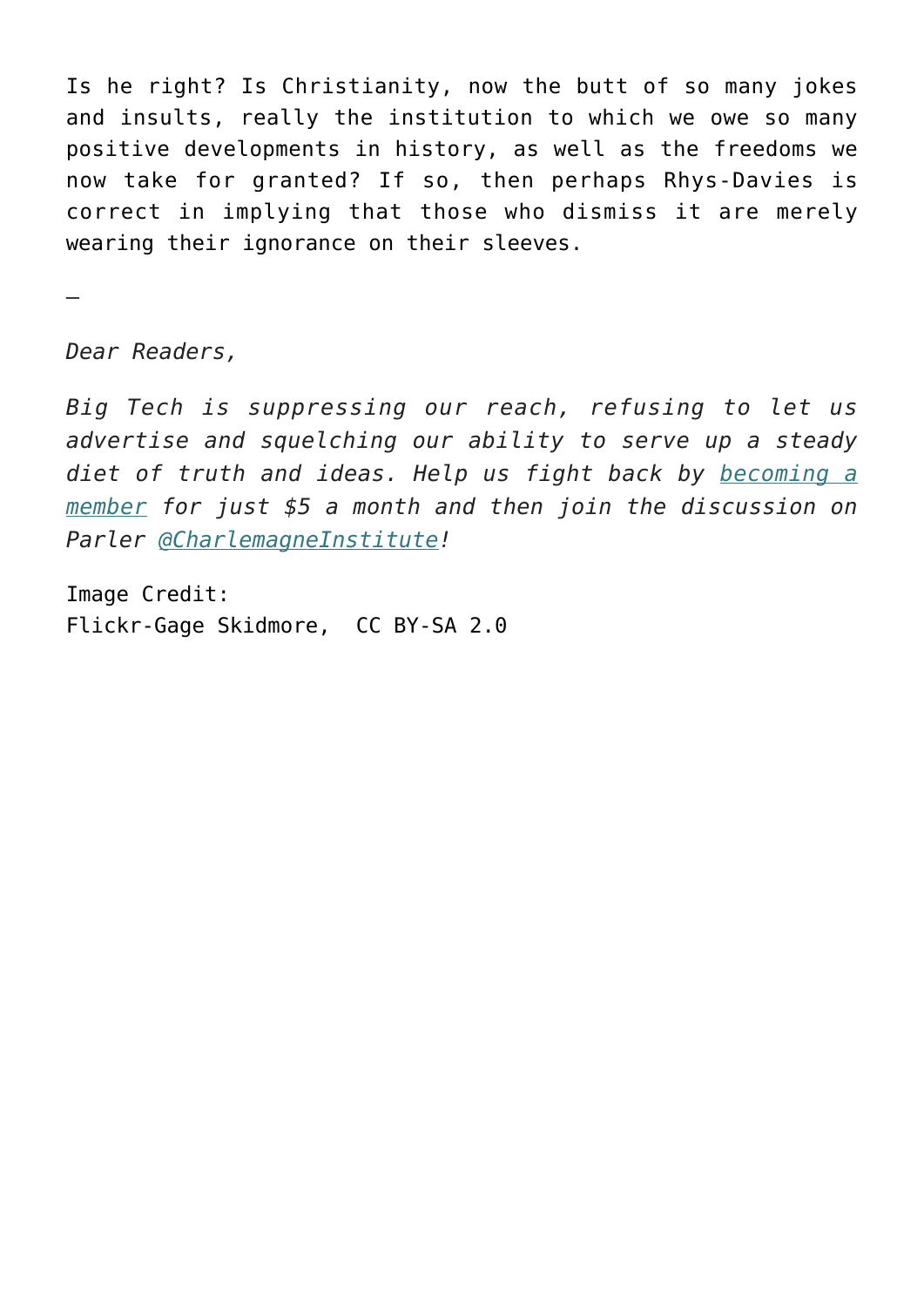Is he right? Is Christianity, now the butt of so many jokes and insults, really the institution to which we owe so many positive developments in history, as well as the freedoms we now take for granted? If so, then perhaps Rhys-Davies is correct in implying that those who dismiss it are merely wearing their ignorance on their sleeves.

—

*Dear Readers,*

*Big Tech is suppressing our reach, refusing to let us advertise and squelching our ability to serve up a steady diet of truth and ideas. Help us fight back by becoming a member for just $5 a month and then join the discussion on Parler @CharlemagneInstitute!*

Image Credit:
Flickr-Gage Skidmore, CC BY-SA 2.0